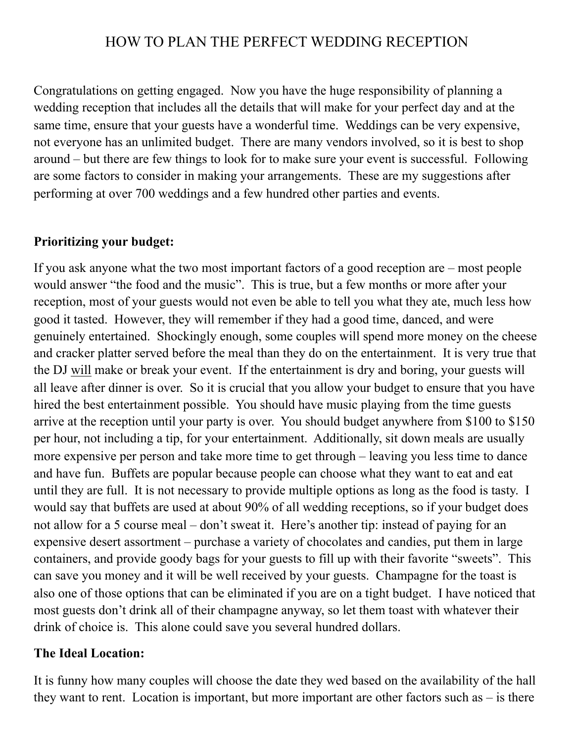# HOW TO PLAN THE PERFECT WEDDING RECEPTION

Congratulations on getting engaged. Now you have the huge responsibility of planning a wedding reception that includes all the details that will make for your perfect day and at the same time, ensure that your guests have a wonderful time. Weddings can be very expensive, not everyone has an unlimited budget. There are many vendors involved, so it is best to shop around – but there are few things to look for to make sure your event is successful. Following are some factors to consider in making your arrangements. These are my suggestions after performing at over 700 weddings and a few hundred other parties and events.

**Prioritizing your budget:**

If you ask anyone what the two most important factors of a good reception are – most people would answer "the food and the music". This is true, but a few months or more after your reception, most of your guests would not even be able to tell you what they ate, much less how good it tasted. However, they will remember if they had a good time, danced, and were genuinely entertained. Shockingly enough, some couples will spend more money on the cheese and cracker platter served before the meal than they do on the entertainment. It is very true that the DJ <u>will</u> make or break your event. If the entertainment is dry and boring, your guests will all leave after dinner is over. So it is crucial that you allow your budget to ensure that you have hired the best entertainment possible. You should have music playing from the time guests arrive at the reception until your party is over. You should budget anywhere from $100 to $150 per hour, not including a tip, for your entertainment. Additionally, sit down meals are usually more expensive per person and take more time to get through – leaving you less time to dance and have fun. Buffets are popular because people can choose what they want to eat and eat until they are full. It is not necessary to provide multiple options as long as the food is tasty. I would say that buffets are used at about 90% of all wedding receptions, so if your budget does not allow for a 5 course meal – don't sweat it. Here's another tip: instead of paying for an expensive desert assortment – purchase a variety of chocolates and candies, put them in large containers, and provide goody bags for your guests to fill up with their favorite "sweets". This can save you money and it will be well received by your guests. Champagne for the toast is also one of those options that can be eliminated if you are on a tight budget. I have noticed that most guests don't drink all of their champagne anyway, so let them toast with whatever their drink of choice is. This alone could save you several hundred dollars.

**The Ideal Location:**

It is funny how many couples will choose the date they wed based on the availability of the hall they want to rent. Location is important, but more important are other factors such as – is there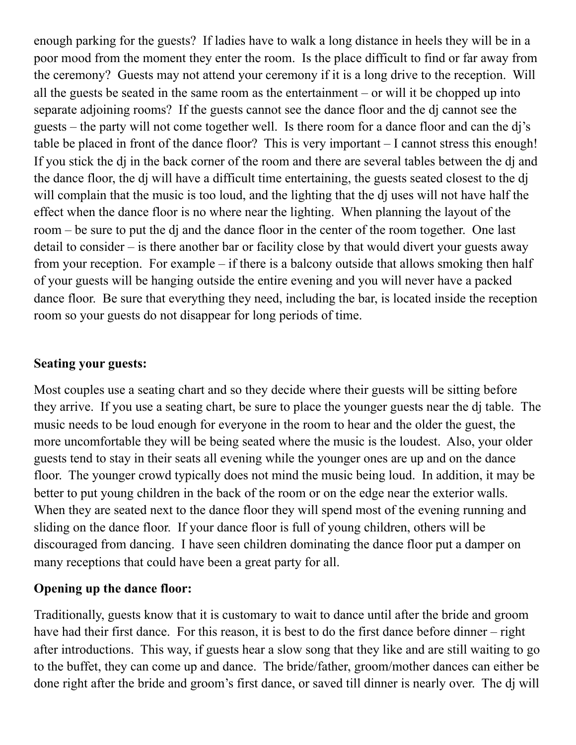enough parking for the guests? If ladies have to walk a long distance in heels they will be in a poor mood from the moment they enter the room. Is the place difficult to find or far away from the ceremony? Guests may not attend your ceremony if it is a long drive to the reception. Will all the guests be seated in the same room as the entertainment – or will it be chopped up into separate adjoining rooms? If the guests cannot see the dance floor and the dj cannot see the guests – the party will not come together well. Is there room for a dance floor and can the dj's table be placed in front of the dance floor? This is very important – I cannot stress this enough! If you stick the dj in the back corner of the room and there are several tables between the dj and the dance floor, the dj will have a difficult time entertaining, the guests seated closest to the dj will complain that the music is too loud, and the lighting that the dj uses will not have half the effect when the dance floor is no where near the lighting. When planning the layout of the room – be sure to put the dj and the dance floor in the center of the room together. One last detail to consider – is there another bar or facility close by that would divert your guests away from your reception. For example – if there is a balcony outside that allows smoking then half of your guests will be hanging outside the entire evening and you will never have a packed dance floor. Be sure that everything they need, including the bar, is located inside the reception room so your guests do not disappear for long periods of time.

**Seating your guests:**

Most couples use a seating chart and so they decide where their guests will be sitting before they arrive. If you use a seating chart, be sure to place the younger guests near the dj table. The music needs to be loud enough for everyone in the room to hear and the older the guest, the more uncomfortable they will be being seated where the music is the loudest. Also, your older guests tend to stay in their seats all evening while the younger ones are up and on the dance floor. The younger crowd typically does not mind the music being loud. In addition, it may be better to put young children in the back of the room or on the edge near the exterior walls. When they are seated next to the dance floor they will spend most of the evening running and sliding on the dance floor. If your dance floor is full of young children, others will be discouraged from dancing. I have seen children dominating the dance floor put a damper on many receptions that could have been a great party for all.

**Opening up the dance floor:**

Traditionally, guests know that it is customary to wait to dance until after the bride and groom have had their first dance. For this reason, it is best to do the first dance before dinner – right after introductions. This way, if guests hear a slow song that they like and are still waiting to go to the buffet, they can come up and dance. The bride/father, groom/mother dances can either be done right after the bride and groom's first dance, or saved till dinner is nearly over. The dj will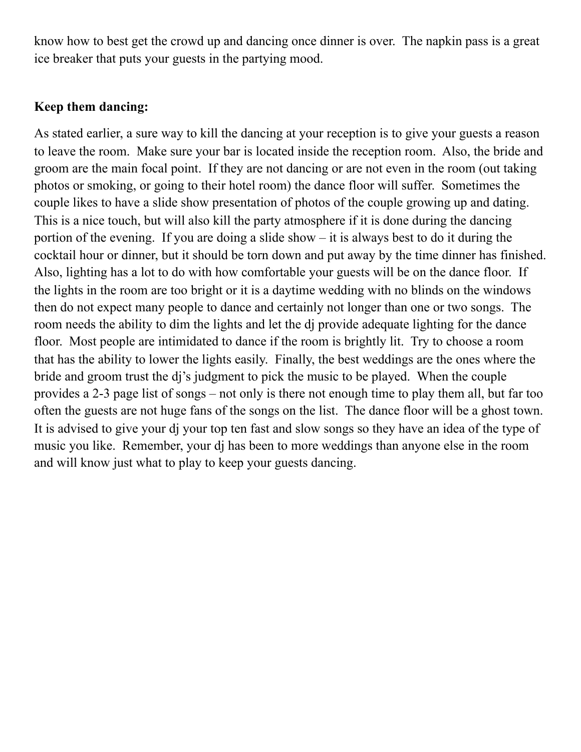know how to best get the crowd up and dancing once dinner is over. The napkin pass is a great ice breaker that puts your guests in the partying mood.

**Keep them dancing:**

As stated earlier, a sure way to kill the dancing at your reception is to give your guests a reason to leave the room. Make sure your bar is located inside the reception room. Also, the bride and groom are the main focal point. If they are not dancing or are not even in the room (out taking photos or smoking, or going to their hotel room) the dance floor will suffer. Sometimes the couple likes to have a slide show presentation of photos of the couple growing up and dating. This is a nice touch, but will also kill the party atmosphere if it is done during the dancing portion of the evening. If you are doing a slide show – it is always best to do it during the cocktail hour or dinner, but it should be torn down and put away by the time dinner has finished. Also, lighting has a lot to do with how comfortable your guests will be on the dance floor. If the lights in the room are too bright or it is a daytime wedding with no blinds on the windows then do not expect many people to dance and certainly not longer than one or two songs. The room needs the ability to dim the lights and let the dj provide adequate lighting for the dance floor. Most people are intimidated to dance if the room is brightly lit. Try to choose a room that has the ability to lower the lights easily. Finally, the best weddings are the ones where the bride and groom trust the dj's judgment to pick the music to be played. When the couple provides a 2-3 page list of songs – not only is there not enough time to play them all, but far too often the guests are not huge fans of the songs on the list. The dance floor will be a ghost town. It is advised to give your dj your top ten fast and slow songs so they have an idea of the type of music you like. Remember, your dj has been to more weddings than anyone else in the room and will know just what to play to keep your guests dancing.